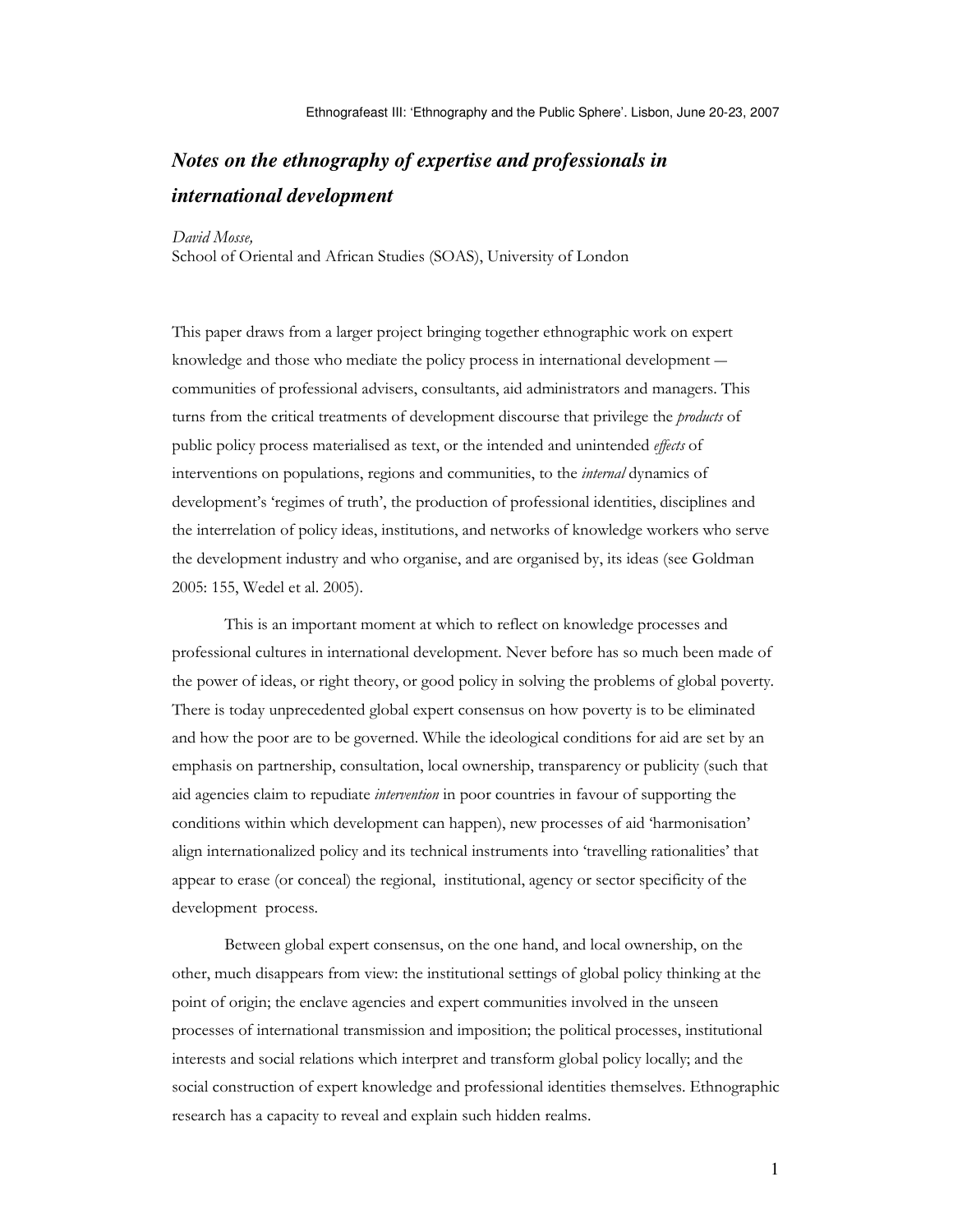Ethnografeast III: 'Ethnography and the Public Sphere'. Lisbon, June 20-23, 2007

# *Notes on the ethnography of expertise and professionals in international development*

*David Mosse,*
School of Oriental and African Studies (SOAS), University of London

This paper draws from a larger project bringing together ethnographic work on expert knowledge and those who mediate the policy process in international development — communities of professional advisers, consultants, aid administrators and managers. This turns from the critical treatments of development discourse that privilege the *products* of public policy process materialised as text, or the intended and unintended *effects* of interventions on populations, regions and communities, to the *internal* dynamics of development's 'regimes of truth', the production of professional identities, disciplines and the interrelation of policy ideas, institutions, and networks of knowledge workers who serve the development industry and who organise, and are organised by, its ideas (see Goldman 2005: 155, Wedel et al. 2005).

This is an important moment at which to reflect on knowledge processes and professional cultures in international development. Never before has so much been made of the power of ideas, or right theory, or good policy in solving the problems of global poverty. There is today unprecedented global expert consensus on how poverty is to be eliminated and how the poor are to be governed. While the ideological conditions for aid are set by an emphasis on partnership, consultation, local ownership, transparency or publicity (such that aid agencies claim to repudiate *intervention* in poor countries in favour of supporting the conditions within which development can happen), new processes of aid 'harmonisation' align internationalized policy and its technical instruments into 'travelling rationalities' that appear to erase (or conceal) the regional, institutional, agency or sector specificity of the development process.

Between global expert consensus, on the one hand, and local ownership, on the other, much disappears from view: the institutional settings of global policy thinking at the point of origin; the enclave agencies and expert communities involved in the unseen processes of international transmission and imposition; the political processes, institutional interests and social relations which interpret and transform global policy locally; and the social construction of expert knowledge and professional identities themselves. Ethnographic research has a capacity to reveal and explain such hidden realms.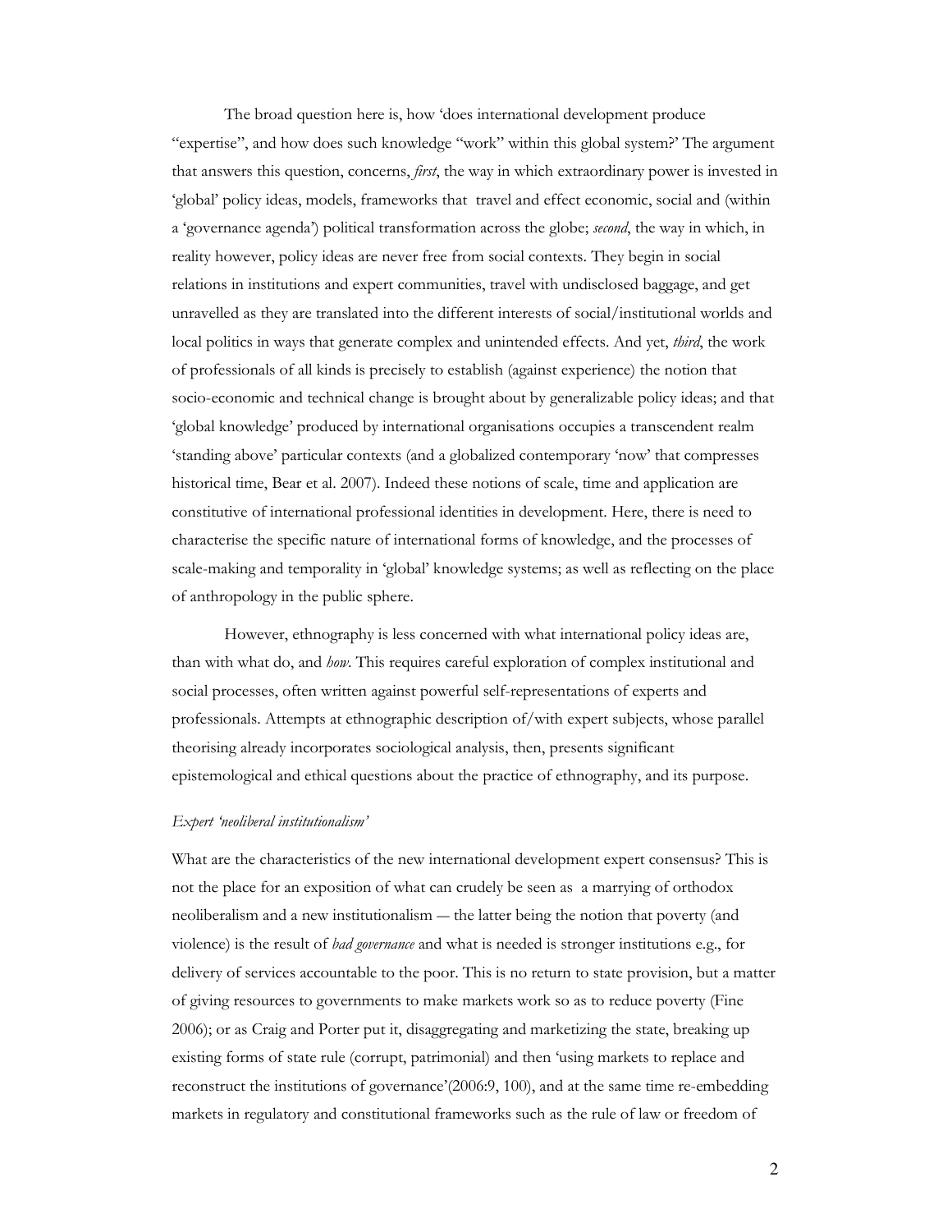The broad question here is, how 'does international development produce "expertise", and how does such knowledge "work" within this global system?' The argument that answers this question, concerns, *first*, the way in which extraordinary power is invested in 'global' policy ideas, models, frameworks that travel and effect economic, social and (within a 'governance agenda') political transformation across the globe; *second*, the way in which, in reality however, policy ideas are never free from social contexts. They begin in social relations in institutions and expert communities, travel with undisclosed baggage, and get unravelled as they are translated into the different interests of social/institutional worlds and local politics in ways that generate complex and unintended effects. And yet, *third*, the work of professionals of all kinds is precisely to establish (against experience) the notion that socio-economic and technical change is brought about by generalizable policy ideas; and that 'global knowledge' produced by international organisations occupies a transcendent realm 'standing above' particular contexts (and a globalized contemporary 'now' that compresses historical time, Bear et al. 2007). Indeed these notions of scale, time and application are constitutive of international professional identities in development. Here, there is need to characterise the specific nature of international forms of knowledge, and the processes of scale-making and temporality in 'global' knowledge systems; as well as reflecting on the place of anthropology in the public sphere.

However, ethnography is less concerned with what international policy ideas are, than with what do, and *how*. This requires careful exploration of complex institutional and social processes, often written against powerful self-representations of experts and professionals. Attempts at ethnographic description of/with expert subjects, whose parallel theorising already incorporates sociological analysis, then, presents significant epistemological and ethical questions about the practice of ethnography, and its purpose.

*Expert 'neoliberal institutionalism'*

What are the characteristics of the new international development expert consensus? This is not the place for an exposition of what can crudely be seen as a marrying of orthodox neoliberalism and a new institutionalism — the latter being the notion that poverty (and violence) is the result of *bad governance* and what is needed is stronger institutions e.g., for delivery of services accountable to the poor. This is no return to state provision, but a matter of giving resources to governments to make markets work so as to reduce poverty (Fine 2006); or as Craig and Porter put it, disaggregating and marketizing the state, breaking up existing forms of state rule (corrupt, patrimonial) and then 'using markets to replace and reconstruct the institutions of governance'(2006:9, 100), and at the same time re-embedding markets in regulatory and constitutional frameworks such as the rule of law or freedom of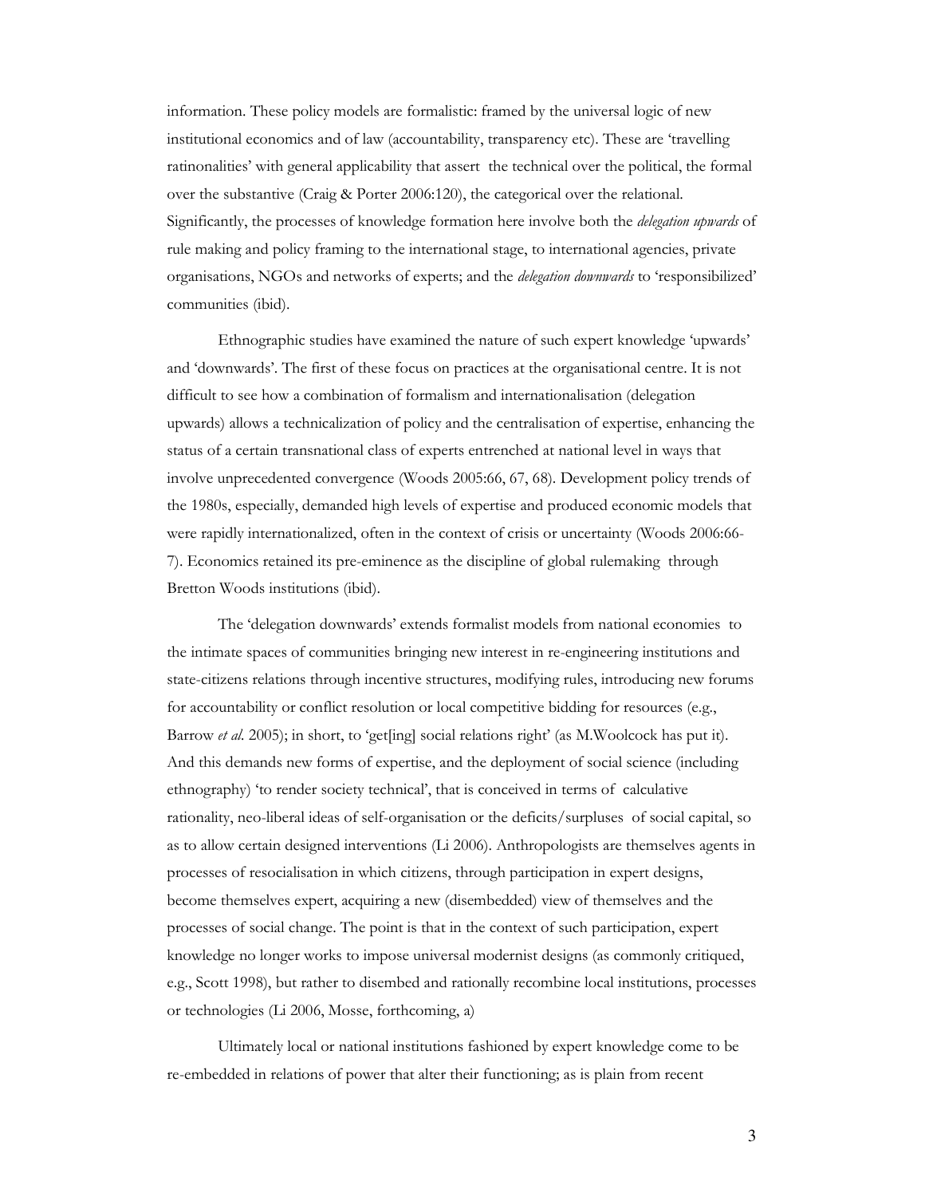information. These policy models are formalistic: framed by the universal logic of new institutional economics and of law (accountability, transparency etc). These are 'travelling ratinonalities' with general applicability that assert the technical over the political, the formal over the substantive (Craig & Porter 2006:120), the categorical over the relational. Significantly, the processes of knowledge formation here involve both the *delegation upwards* of rule making and policy framing to the international stage, to international agencies, private organisations, NGOs and networks of experts; and the *delegation downwards* to 'responsibilized' communities (ibid).

Ethnographic studies have examined the nature of such expert knowledge 'upwards' and 'downwards'. The first of these focus on practices at the organisational centre. It is not difficult to see how a combination of formalism and internationalisation (delegation upwards) allows a technicalization of policy and the centralisation of expertise, enhancing the status of a certain transnational class of experts entrenched at national level in ways that involve unprecedented convergence (Woods 2005:66, 67, 68). Development policy trends of the 1980s, especially, demanded high levels of expertise and produced economic models that were rapidly internationalized, often in the context of crisis or uncertainty (Woods 2006:66-7). Economics retained its pre-eminence as the discipline of global rulemaking through Bretton Woods institutions (ibid).

The 'delegation downwards' extends formalist models from national economies to the intimate spaces of communities bringing new interest in re-engineering institutions and state-citizens relations through incentive structures, modifying rules, introducing new forums for accountability or conflict resolution or local competitive bidding for resources (e.g., Barrow *et al.* 2005); in short, to 'get[ing] social relations right' (as M.Woolcock has put it). And this demands new forms of expertise, and the deployment of social science (including ethnography) 'to render society technical', that is conceived in terms of calculative rationality, neo-liberal ideas of self-organisation or the deficits/surpluses of social capital, so as to allow certain designed interventions (Li 2006). Anthropologists are themselves agents in processes of resocialisation in which citizens, through participation in expert designs, become themselves expert, acquiring a new (disembedded) view of themselves and the processes of social change. The point is that in the context of such participation, expert knowledge no longer works to impose universal modernist designs (as commonly critiqued, e.g., Scott 1998), but rather to disembed and rationally recombine local institutions, processes or technologies (Li 2006, Mosse, forthcoming, a)

Ultimately local or national institutions fashioned by expert knowledge come to be re-embedded in relations of power that alter their functioning; as is plain from recent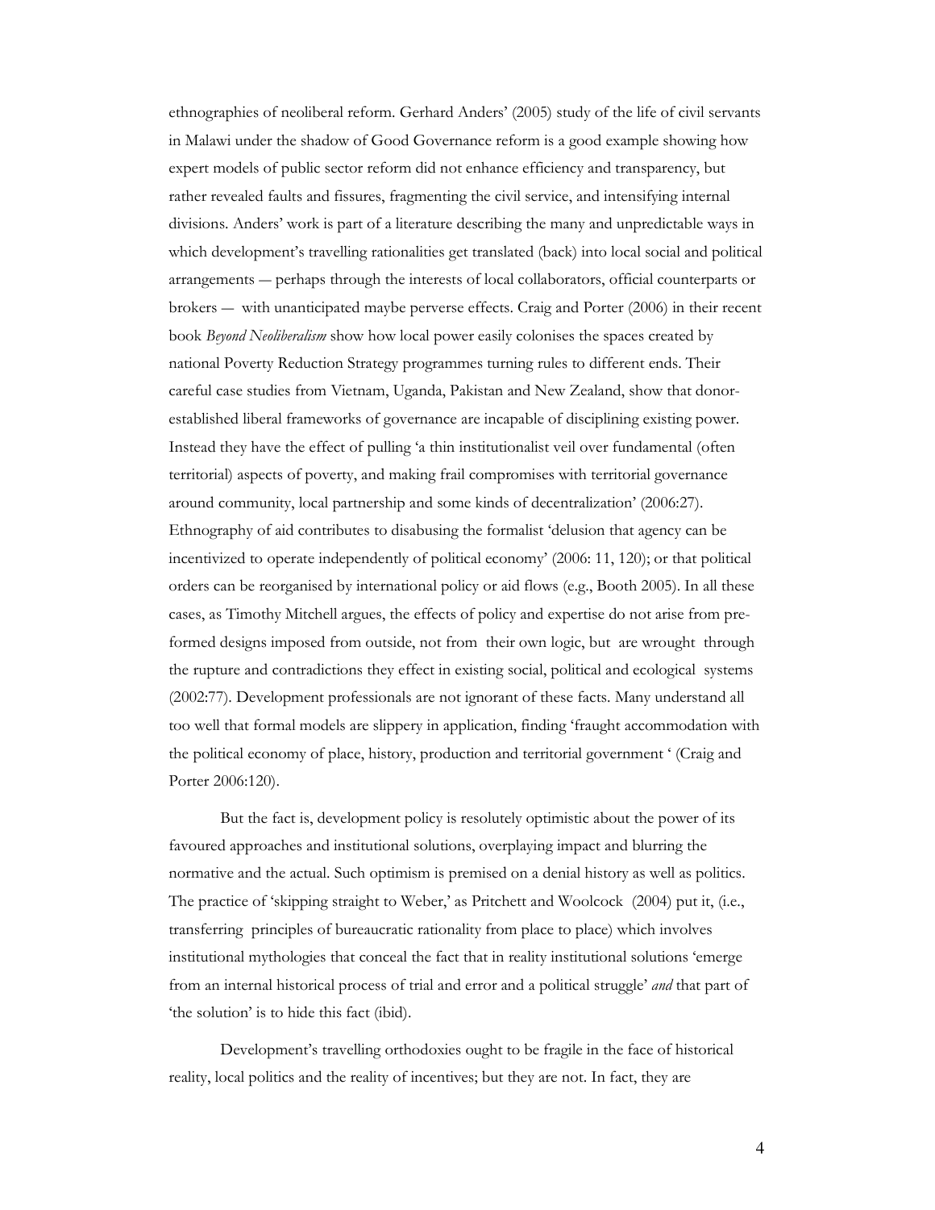ethnographies of neoliberal reform. Gerhard Anders' (2005) study of the life of civil servants in Malawi under the shadow of Good Governance reform is a good example showing how expert models of public sector reform did not enhance efficiency and transparency, but rather revealed faults and fissures, fragmenting the civil service, and intensifying internal divisions. Anders' work is part of a literature describing the many and unpredictable ways in which development's travelling rationalities get translated (back) into local social and political arrangements — perhaps through the interests of local collaborators, official counterparts or brokers — with unanticipated maybe perverse effects. Craig and Porter (2006) in their recent book *Beyond Neoliberalism* show how local power easily colonises the spaces created by national Poverty Reduction Strategy programmes turning rules to different ends. Their careful case studies from Vietnam, Uganda, Pakistan and New Zealand, show that donor-established liberal frameworks of governance are incapable of disciplining existing power. Instead they have the effect of pulling 'a thin institutionalist veil over fundamental (often territorial) aspects of poverty, and making frail compromises with territorial governance around community, local partnership and some kinds of decentralization' (2006:27). Ethnography of aid contributes to disabusing the formalist 'delusion that agency can be incentivized to operate independently of political economy' (2006: 11, 120); or that political orders can be reorganised by international policy or aid flows (e.g., Booth 2005). In all these cases, as Timothy Mitchell argues, the effects of policy and expertise do not arise from pre-formed designs imposed from outside, not from their own logic, but are wrought through the rupture and contradictions they effect in existing social, political and ecological systems (2002:77). Development professionals are not ignorant of these facts. Many understand all too well that formal models are slippery in application, finding 'fraught accommodation with the political economy of place, history, production and territorial government ' (Craig and Porter 2006:120).

But the fact is, development policy is resolutely optimistic about the power of its favoured approaches and institutional solutions, overplaying impact and blurring the normative and the actual. Such optimism is premised on a denial history as well as politics. The practice of 'skipping straight to Weber,' as Pritchett and Woolcock (2004) put it, (i.e., transferring principles of bureaucratic rationality from place to place) which involves institutional mythologies that conceal the fact that in reality institutional solutions 'emerge from an internal historical process of trial and error and a political struggle' *and* that part of 'the solution' is to hide this fact (ibid).

Development's travelling orthodoxies ought to be fragile in the face of historical reality, local politics and the reality of incentives; but they are not. In fact, they are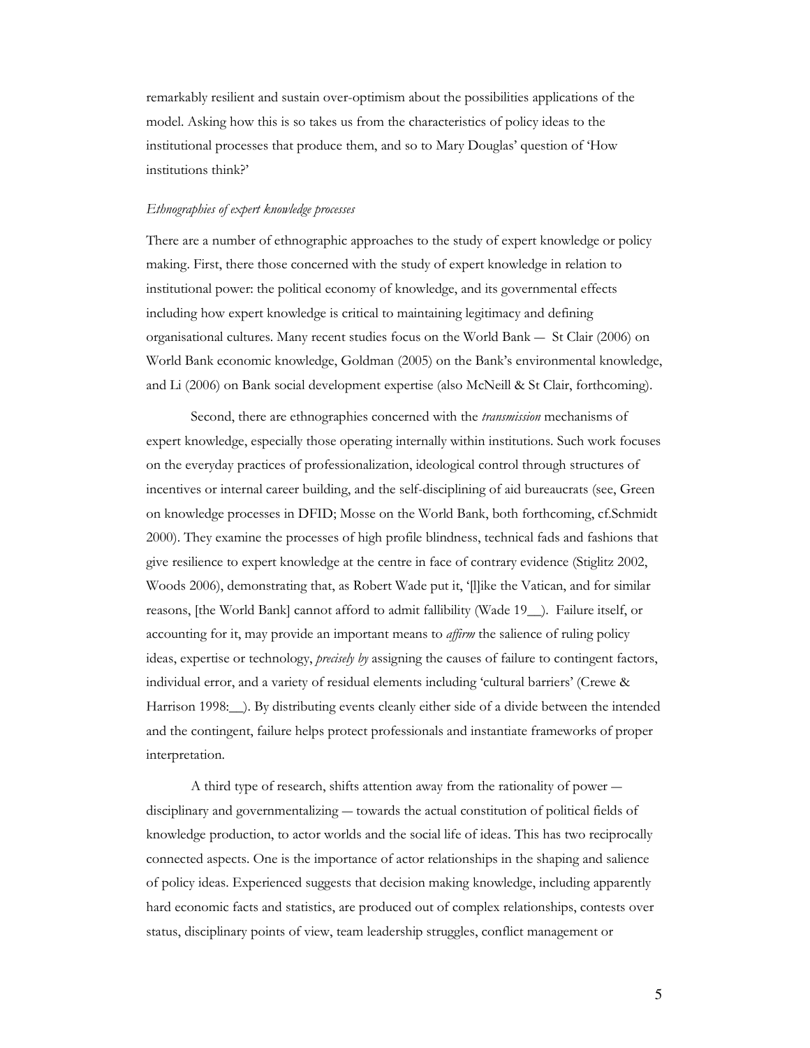remarkably resilient and sustain over-optimism about the possibilities applications of the model. Asking how this is so takes us from the characteristics of policy ideas to the institutional processes that produce them, and so to Mary Douglas' question of 'How institutions think?'

*Ethnographies of expert knowledge processes*

There are a number of ethnographic approaches to the study of expert knowledge or policy making. First, there those concerned with the study of expert knowledge in relation to institutional power: the political economy of knowledge, and its governmental effects including how expert knowledge is critical to maintaining legitimacy and defining organisational cultures. Many recent studies focus on the World Bank — St Clair (2006) on World Bank economic knowledge, Goldman (2005) on the Bank's environmental knowledge, and Li (2006) on Bank social development expertise (also McNeill & St Clair, forthcoming).

Second, there are ethnographies concerned with the *transmission* mechanisms of expert knowledge, especially those operating internally within institutions. Such work focuses on the everyday practices of professionalization, ideological control through structures of incentives or internal career building, and the self-disciplining of aid bureaucrats (see, Green on knowledge processes in DFID; Mosse on the World Bank, both forthcoming, cf.Schmidt 2000). They examine the processes of high profile blindness, technical fads and fashions that give resilience to expert knowledge at the centre in face of contrary evidence (Stiglitz 2002, Woods 2006), demonstrating that, as Robert Wade put it, '[l]ike the Vatican, and for similar reasons, [the World Bank] cannot afford to admit fallibility (Wade 19__). Failure itself, or accounting for it, may provide an important means to *affirm* the salience of ruling policy ideas, expertise or technology, *precisely by* assigning the causes of failure to contingent factors, individual error, and a variety of residual elements including 'cultural barriers' (Crewe & Harrison 1998:__). By distributing events cleanly either side of a divide between the intended and the contingent, failure helps protect professionals and instantiate frameworks of proper interpretation.

A third type of research, shifts attention away from the rationality of power — disciplinary and governmentalizing — towards the actual constitution of political fields of knowledge production, to actor worlds and the social life of ideas. This has two reciprocally connected aspects. One is the importance of actor relationships in the shaping and salience of policy ideas. Experienced suggests that decision making knowledge, including apparently hard economic facts and statistics, are produced out of complex relationships, contests over status, disciplinary points of view, team leadership struggles, conflict management or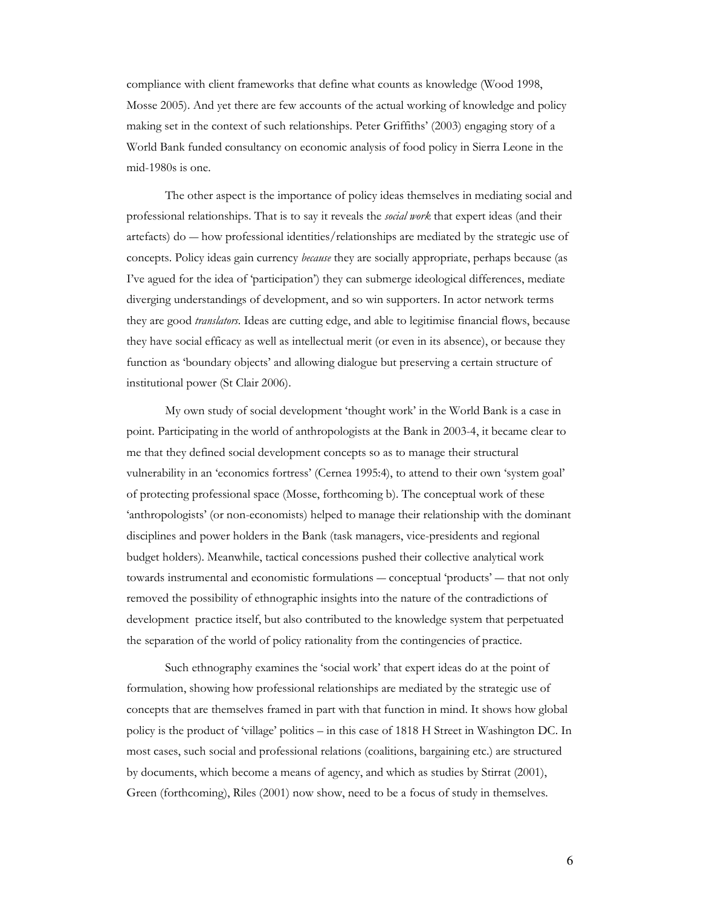compliance with client frameworks that define what counts as knowledge (Wood 1998, Mosse 2005). And yet there are few accounts of the actual working of knowledge and policy making set in the context of such relationships. Peter Griffiths' (2003) engaging story of a World Bank funded consultancy on economic analysis of food policy in Sierra Leone in the mid-1980s is one.

The other aspect is the importance of policy ideas themselves in mediating social and professional relationships. That is to say it reveals the *social work* that expert ideas (and their artefacts) do — how professional identities/relationships are mediated by the strategic use of concepts. Policy ideas gain currency *because* they are socially appropriate, perhaps because (as I've agued for the idea of 'participation') they can submerge ideological differences, mediate diverging understandings of development, and so win supporters. In actor network terms they are good *translators*. Ideas are cutting edge, and able to legitimise financial flows, because they have social efficacy as well as intellectual merit (or even in its absence), or because they function as 'boundary objects' and allowing dialogue but preserving a certain structure of institutional power (St Clair 2006).

My own study of social development 'thought work' in the World Bank is a case in point. Participating in the world of anthropologists at the Bank in 2003-4, it became clear to me that they defined social development concepts so as to manage their structural vulnerability in an 'economics fortress' (Cernea 1995:4), to attend to their own 'system goal' of protecting professional space (Mosse, forthcoming b). The conceptual work of these 'anthropologists' (or non-economists) helped to manage their relationship with the dominant disciplines and power holders in the Bank (task managers, vice-presidents and regional budget holders). Meanwhile, tactical concessions pushed their collective analytical work towards instrumental and economistic formulations — conceptual 'products' — that not only removed the possibility of ethnographic insights into the nature of the contradictions of development practice itself, but also contributed to the knowledge system that perpetuated the separation of the world of policy rationality from the contingencies of practice.

Such ethnography examines the 'social work' that expert ideas do at the point of formulation, showing how professional relationships are mediated by the strategic use of concepts that are themselves framed in part with that function in mind. It shows how global policy is the product of 'village' politics – in this case of 1818 H Street in Washington DC. In most cases, such social and professional relations (coalitions, bargaining etc.) are structured by documents, which become a means of agency, and which as studies by Stirrat (2001), Green (forthcoming), Riles (2001) now show, need to be a focus of study in themselves.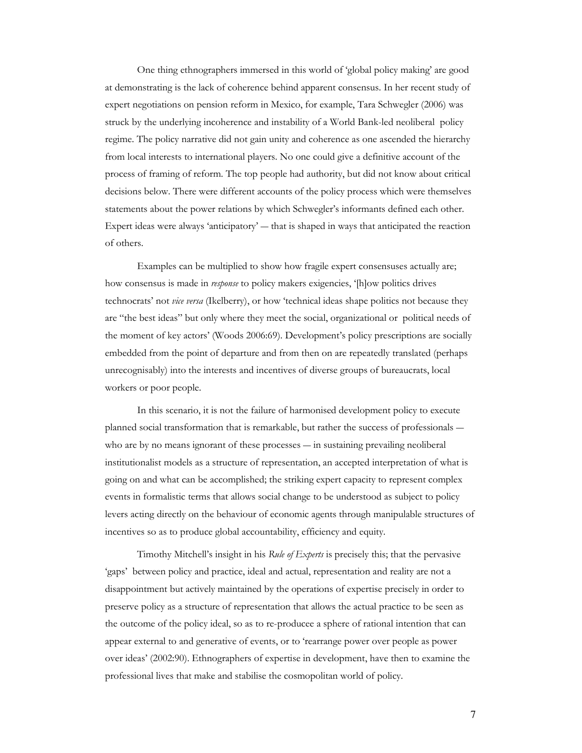One thing ethnographers immersed in this world of 'global policy making' are good at demonstrating is the lack of coherence behind apparent consensus. In her recent study of expert negotiations on pension reform in Mexico, for example, Tara Schwegler (2006) was struck by the underlying incoherence and instability of a World Bank-led neoliberal policy regime. The policy narrative did not gain unity and coherence as one ascended the hierarchy from local interests to international players. No one could give a definitive account of the process of framing of reform. The top people had authority, but did not know about critical decisions below. There were different accounts of the policy process which were themselves statements about the power relations by which Schwegler's informants defined each other. Expert ideas were always 'anticipatory' — that is shaped in ways that anticipated the reaction of others.

Examples can be multiplied to show how fragile expert consensuses actually are; how consensus is made in *response* to policy makers exigencies, '[h]ow politics drives technocrats' not *vice versa* (Ikelberry), or how 'technical ideas shape politics not because they are "the best ideas" but only where they meet the social, organizational or political needs of the moment of key actors' (Woods 2006:69). Development's policy prescriptions are socially embedded from the point of departure and from then on are repeatedly translated (perhaps unrecognisably) into the interests and incentives of diverse groups of bureaucrats, local workers or poor people.

In this scenario, it is not the failure of harmonised development policy to execute planned social transformation that is remarkable, but rather the success of professionals — who are by no means ignorant of these processes — in sustaining prevailing neoliberal institutionalist models as a structure of representation, an accepted interpretation of what is going on and what can be accomplished; the striking expert capacity to represent complex events in formalistic terms that allows social change to be understood as subject to policy levers acting directly on the behaviour of economic agents through manipulable structures of incentives so as to produce global accountability, efficiency and equity.

Timothy Mitchell's insight in his *Rule of Experts* is precisely this; that the pervasive 'gaps' between policy and practice, ideal and actual, representation and reality are not a disappointment but actively maintained by the operations of expertise precisely in order to preserve policy as a structure of representation that allows the actual practice to be seen as the outcome of the policy ideal, so as to re-producee a sphere of rational intention that can appear external to and generative of events, or to 'rearrange power over people as power over ideas' (2002:90). Ethnographers of expertise in development, have then to examine the professional lives that make and stabilise the cosmopolitan world of policy.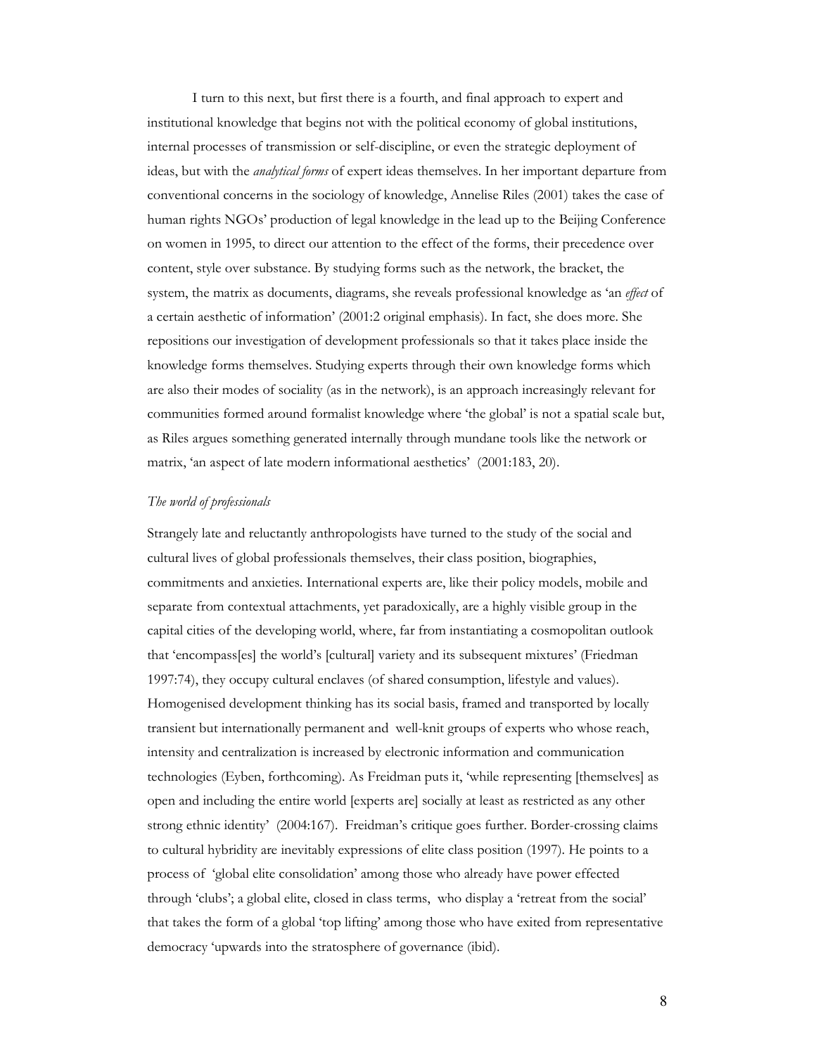I turn to this next, but first there is a fourth, and final approach to expert and institutional knowledge that begins not with the political economy of global institutions, internal processes of transmission or self-discipline, or even the strategic deployment of ideas, but with the *analytical forms* of expert ideas themselves. In her important departure from conventional concerns in the sociology of knowledge, Annelise Riles (2001) takes the case of human rights NGOs' production of legal knowledge in the lead up to the Beijing Conference on women in 1995, to direct our attention to the effect of the forms, their precedence over content, style over substance. By studying forms such as the network, the bracket, the system, the matrix as documents, diagrams, she reveals professional knowledge as 'an *effect* of a certain aesthetic of information' (2001:2 original emphasis). In fact, she does more. She repositions our investigation of development professionals so that it takes place inside the knowledge forms themselves. Studying experts through their own knowledge forms which are also their modes of sociality (as in the network), is an approach increasingly relevant for communities formed around formalist knowledge where 'the global' is not a spatial scale but, as Riles argues something generated internally through mundane tools like the network or matrix, 'an aspect of late modern informational aesthetics' (2001:183, 20).

*The world of professionals*

Strangely late and reluctantly anthropologists have turned to the study of the social and cultural lives of global professionals themselves, their class position, biographies, commitments and anxieties. International experts are, like their policy models, mobile and separate from contextual attachments, yet paradoxically, are a highly visible group in the capital cities of the developing world, where, far from instantiating a cosmopolitan outlook that 'encompass[es] the world's [cultural] variety and its subsequent mixtures' (Friedman 1997:74), they occupy cultural enclaves (of shared consumption, lifestyle and values). Homogenised development thinking has its social basis, framed and transported by locally transient but internationally permanent and well-knit groups of experts who whose reach, intensity and centralization is increased by electronic information and communication technologies (Eyben, forthcoming). As Freidman puts it, 'while representing [themselves] as open and including the entire world [experts are] socially at least as restricted as any other strong ethnic identity' (2004:167). Freidman's critique goes further. Border-crossing claims to cultural hybridity are inevitably expressions of elite class position (1997). He points to a process of 'global elite consolidation' among those who already have power effected through 'clubs'; a global elite, closed in class terms, who display a 'retreat from the social' that takes the form of a global 'top lifting' among those who have exited from representative democracy 'upwards into the stratosphere of governance (ibid).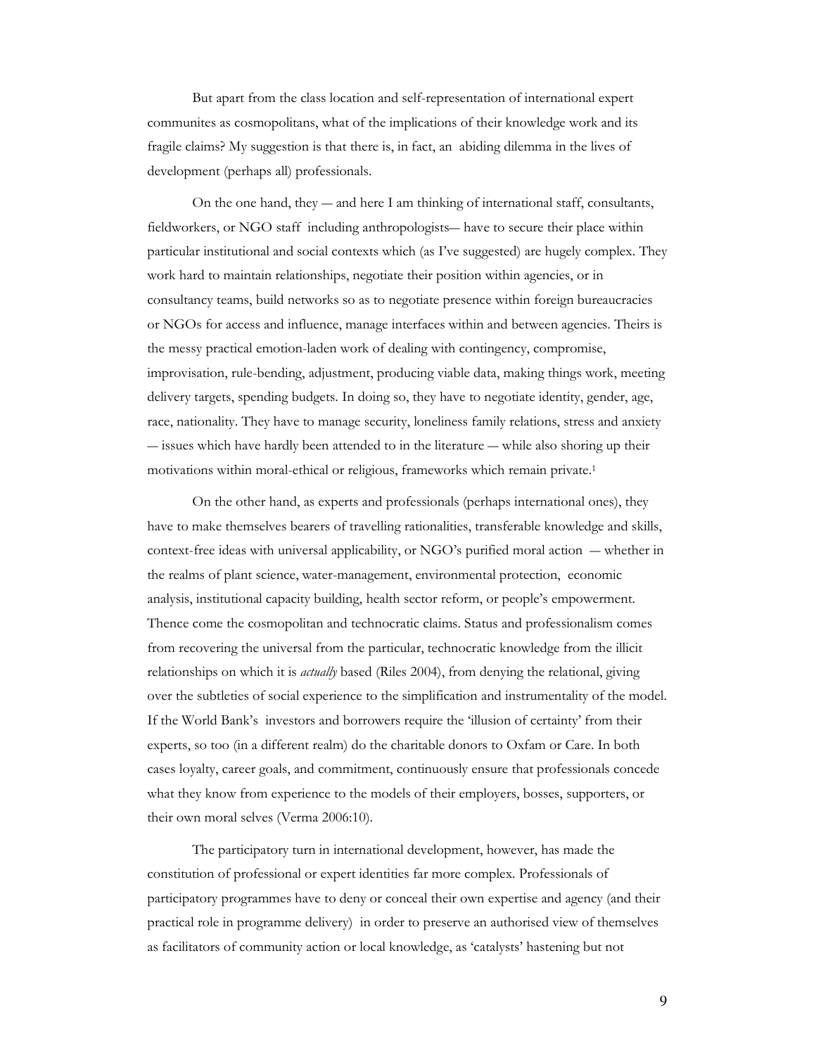But apart from the class location and self-representation of international expert communites as cosmopolitans, what of the implications of their knowledge work and its fragile claims? My suggestion is that there is, in fact, an abiding dilemma in the lives of development (perhaps all) professionals.

On the one hand, they — and here I am thinking of international staff, consultants, fieldworkers, or NGO staff including anthropologists— have to secure their place within particular institutional and social contexts which (as I've suggested) are hugely complex. They work hard to maintain relationships, negotiate their position within agencies, or in consultancy teams, build networks so as to negotiate presence within foreign bureaucracies or NGOs for access and influence, manage interfaces within and between agencies. Theirs is the messy practical emotion-laden work of dealing with contingency, compromise, improvisation, rule-bending, adjustment, producing viable data, making things work, meeting delivery targets, spending budgets. In doing so, they have to negotiate identity, gender, age, race, nationality. They have to manage security, loneliness family relations, stress and anxiety — issues which have hardly been attended to in the literature — while also shoring up their motivations within moral-ethical or religious, frameworks which remain private.[1]

On the other hand, as experts and professionals (perhaps international ones), they have to make themselves bearers of travelling rationalities, transferable knowledge and skills, context-free ideas with universal applicability, or NGO's purified moral action — whether in the realms of plant science, water-management, environmental protection, economic analysis, institutional capacity building, health sector reform, or people's empowerment. Thence come the cosmopolitan and technocratic claims. Status and professionalism comes from recovering the universal from the particular, technocratic knowledge from the illicit relationships on which it is *actually* based (Riles 2004), from denying the relational, giving over the subtleties of social experience to the simplification and instrumentality of the model. If the World Bank's investors and borrowers require the 'illusion of certainty' from their experts, so too (in a different realm) do the charitable donors to Oxfam or Care. In both cases loyalty, career goals, and commitment, continuously ensure that professionals concede what they know from experience to the models of their employers, bosses, supporters, or their own moral selves (Verma 2006:10).

The participatory turn in international development, however, has made the constitution of professional or expert identities far more complex. Professionals of participatory programmes have to deny or conceal their own expertise and agency (and their practical role in programme delivery) in order to preserve an authorised view of themselves as facilitators of community action or local knowledge, as 'catalysts' hastening but not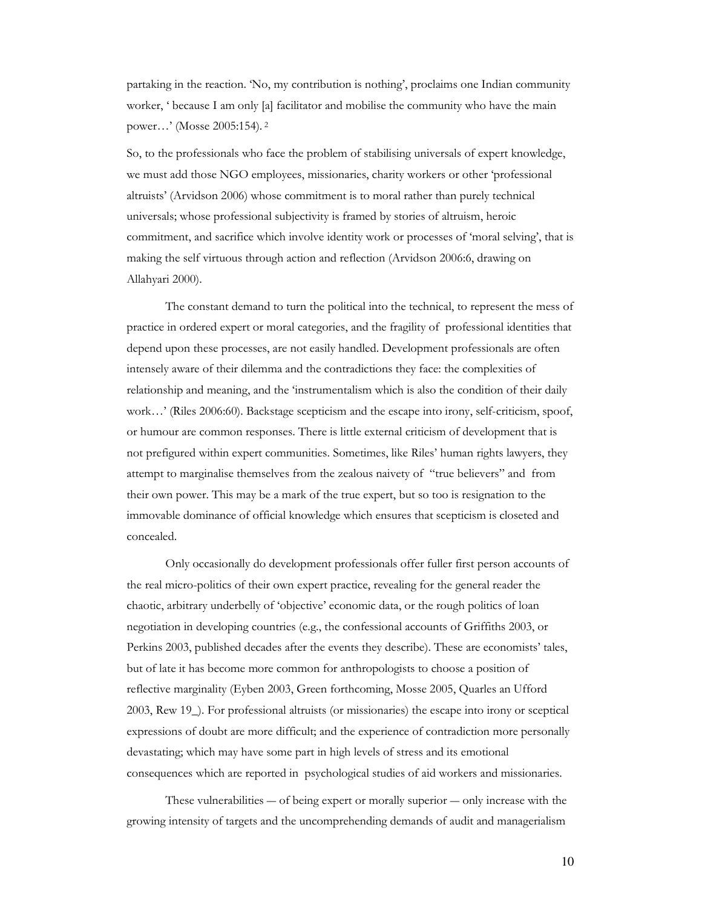partaking in the reaction. 'No, my contribution is nothing', proclaims one Indian community worker, ' because I am only [a] facilitator and mobilise the community who have the main power…' (Mosse 2005:154). [2]

So, to the professionals who face the problem of stabilising universals of expert knowledge, we must add those NGO employees, missionaries, charity workers or other 'professional altruists' (Arvidson 2006) whose commitment is to moral rather than purely technical universals; whose professional subjectivity is framed by stories of altruism, heroic commitment, and sacrifice which involve identity work or processes of 'moral selving', that is making the self virtuous through action and reflection (Arvidson 2006:6, drawing on Allahyari 2000).

The constant demand to turn the political into the technical, to represent the mess of practice in ordered expert or moral categories, and the fragility of professional identities that depend upon these processes, are not easily handled. Development professionals are often intensely aware of their dilemma and the contradictions they face: the complexities of relationship and meaning, and the 'instrumentalism which is also the condition of their daily work…' (Riles 2006:60). Backstage scepticism and the escape into irony, self-criticism, spoof, or humour are common responses. There is little external criticism of development that is not prefigured within expert communities. Sometimes, like Riles' human rights lawyers, they attempt to marginalise themselves from the zealous naivety of "true believers" and from their own power. This may be a mark of the true expert, but so too is resignation to the immovable dominance of official knowledge which ensures that scepticism is closeted and concealed.

Only occasionally do development professionals offer fuller first person accounts of the real micro-politics of their own expert practice, revealing for the general reader the chaotic, arbitrary underbelly of 'objective' economic data, or the rough politics of loan negotiation in developing countries (e.g., the confessional accounts of Griffiths 2003, or Perkins 2003, published decades after the events they describe). These are economists' tales, but of late it has become more common for anthropologists to choose a position of reflective marginality (Eyben 2003, Green forthcoming, Mosse 2005, Quarles an Ufford 2003, Rew 19_). For professional altruists (or missionaries) the escape into irony or sceptical expressions of doubt are more difficult; and the experience of contradiction more personally devastating; which may have some part in high levels of stress and its emotional consequences which are reported in psychological studies of aid workers and missionaries.

These vulnerabilities — of being expert or morally superior — only increase with the growing intensity of targets and the uncomprehending demands of audit and managerialism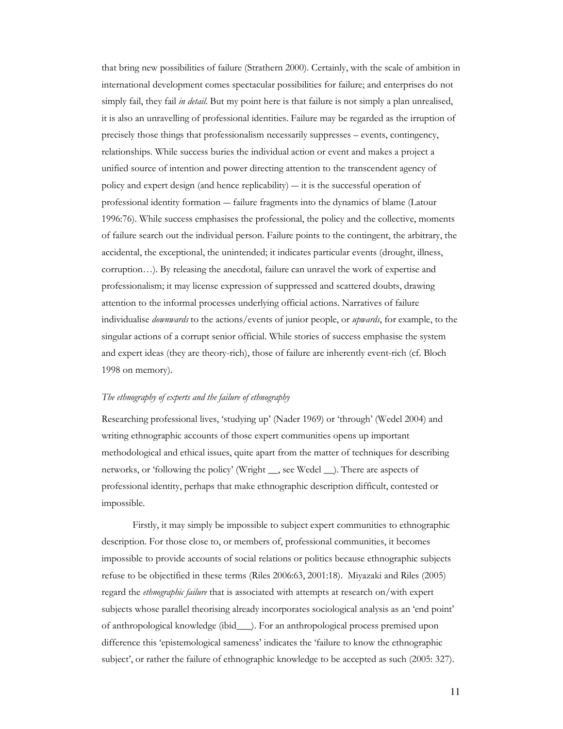that bring new possibilities of failure (Strathern 2000). Certainly, with the scale of ambition in international development comes spectacular possibilities for failure; and enterprises do not simply fail, they fail *in detail*. But my point here is that failure is not simply a plan unrealised, it is also an unravelling of professional identities. Failure may be regarded as the irruption of precisely those things that professionalism necessarily suppresses – events, contingency, relationships. While success buries the individual action or event and makes a project a unified source of intention and power directing attention to the transcendent agency of policy and expert design (and hence replicability) — it is the successful operation of professional identity formation — failure fragments into the dynamics of blame (Latour 1996:76). While success emphasises the professional, the policy and the collective, moments of failure search out the individual person. Failure points to the contingent, the arbitrary, the accidental, the exceptional, the unintended; it indicates particular events (drought, illness, corruption…). By releasing the anecdotal, failure can unravel the work of expertise and professionalism; it may license expression of suppressed and scattered doubts, drawing attention to the informal processes underlying official actions. Narratives of failure individualise *downwards* to the actions/events of junior people, or *upwards*, for example, to the singular actions of a corrupt senior official. While stories of success emphasise the system and expert ideas (they are theory-rich), those of failure are inherently event-rich (cf. Bloch 1998 on memory).

*The ethnography of experts and the failure of ethnography*

Researching professional lives, 'studying up' (Nader 1969) or 'through' (Wedel 2004) and writing ethnographic accounts of those expert communities opens up important methodological and ethical issues, quite apart from the matter of techniques for describing networks, or 'following the policy' (Wright __, see Wedel __). There are aspects of professional identity, perhaps that make ethnographic description difficult, contested or impossible.

Firstly, it may simply be impossible to subject expert communities to ethnographic description. For those close to, or members of, professional communities, it becomes impossible to provide accounts of social relations or politics because ethnographic subjects refuse to be objectified in these terms (Riles 2006:63, 2001:18). Miyazaki and Riles (2005) regard the *ethnographic failure* that is associated with attempts at research on/with expert subjects whose parallel theorising already incorporates sociological analysis as an 'end point' of anthropological knowledge (ibid___). For an anthropological process premised upon difference this 'epistemological sameness' indicates the 'failure to know the ethnographic subject', or rather the failure of ethnographic knowledge to be accepted as such (2005: 327).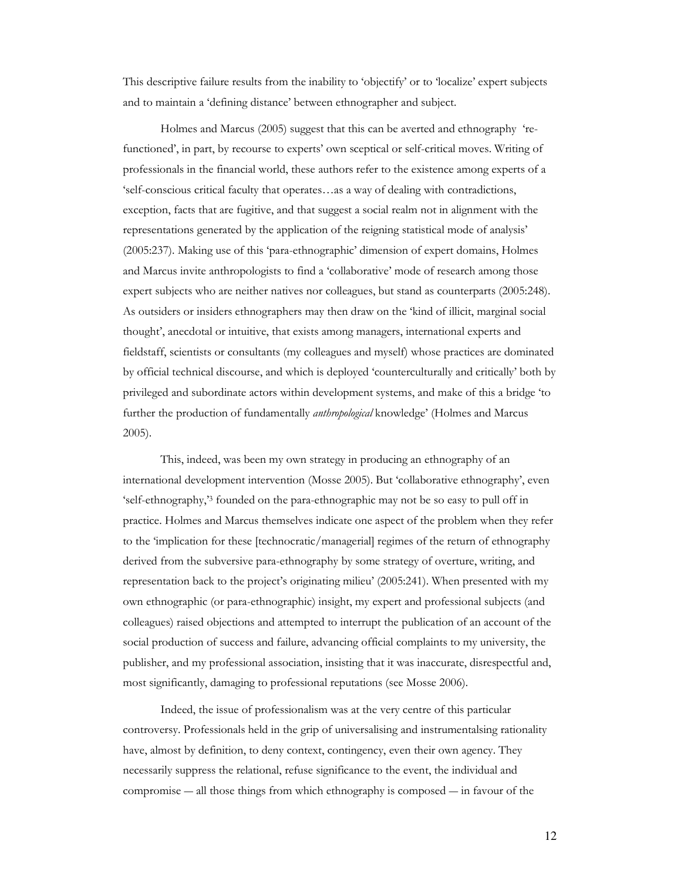This descriptive failure results from the inability to 'objectify' or to 'localize' expert subjects and to maintain a 'defining distance' between ethnographer and subject.

Holmes and Marcus (2005) suggest that this can be averted and ethnography 're-functioned', in part, by recourse to experts' own sceptical or self-critical moves. Writing of professionals in the financial world, these authors refer to the existence among experts of a 'self-conscious critical faculty that operates…as a way of dealing with contradictions, exception, facts that are fugitive, and that suggest a social realm not in alignment with the representations generated by the application of the reigning statistical mode of analysis' (2005:237). Making use of this 'para-ethnographic' dimension of expert domains, Holmes and Marcus invite anthropologists to find a 'collaborative' mode of research among those expert subjects who are neither natives nor colleagues, but stand as counterparts (2005:248). As outsiders or insiders ethnographers may then draw on the 'kind of illicit, marginal social thought', anecdotal or intuitive, that exists among managers, international experts and fieldstaff, scientists or consultants (my colleagues and myself) whose practices are dominated by official technical discourse, and which is deployed 'counterculturally and critically' both by privileged and subordinate actors within development systems, and make of this a bridge 'to further the production of fundamentally *anthropological* knowledge' (Holmes and Marcus 2005).

This, indeed, was been my own strategy in producing an ethnography of an international development intervention (Mosse 2005). But 'collaborative ethnography', even 'self-ethnography,'[3] founded on the para-ethnographic may not be so easy to pull off in practice. Holmes and Marcus themselves indicate one aspect of the problem when they refer to the 'implication for these [technocratic/managerial] regimes of the return of ethnography derived from the subversive para-ethnography by some strategy of overture, writing, and representation back to the project's originating milieu' (2005:241). When presented with my own ethnographic (or para-ethnographic) insight, my expert and professional subjects (and colleagues) raised objections and attempted to interrupt the publication of an account of the social production of success and failure, advancing official complaints to my university, the publisher, and my professional association, insisting that it was inaccurate, disrespectful and, most significantly, damaging to professional reputations (see Mosse 2006).

Indeed, the issue of professionalism was at the very centre of this particular controversy. Professionals held in the grip of universalising and instrumentalsing rationality have, almost by definition, to deny context, contingency, even their own agency. They necessarily suppress the relational, refuse significance to the event, the individual and compromise — all those things from which ethnography is composed — in favour of the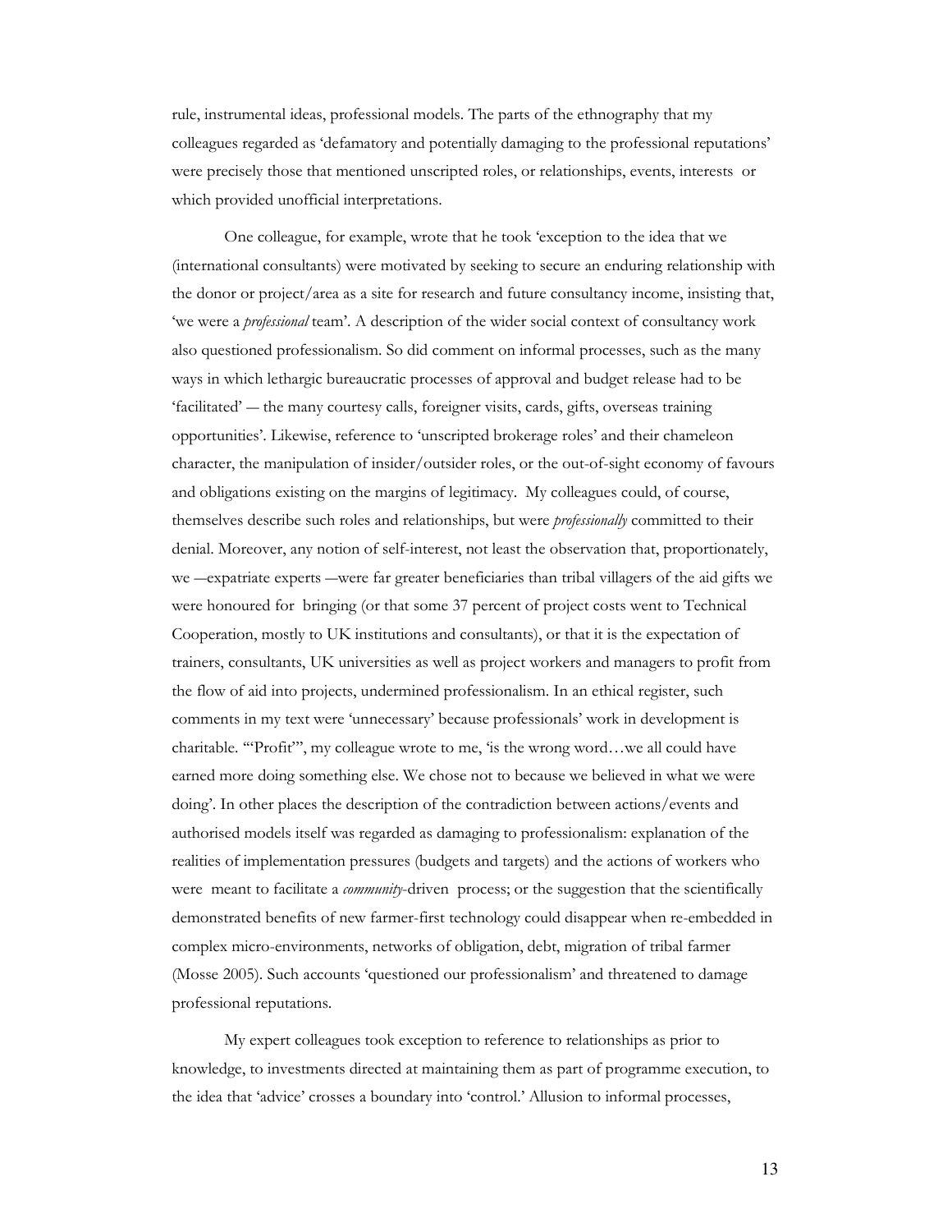rule, instrumental ideas, professional models. The parts of the ethnography that my colleagues regarded as 'defamatory and potentially damaging to the professional reputations' were precisely those that mentioned unscripted roles, or relationships, events, interests or which provided unofficial interpretations.

One colleague, for example, wrote that he took 'exception to the idea that we (international consultants) were motivated by seeking to secure an enduring relationship with the donor or project/area as a site for research and future consultancy income, insisting that, 'we were a *professional* team'. A description of the wider social context of consultancy work also questioned professionalism. So did comment on informal processes, such as the many ways in which lethargic bureaucratic processes of approval and budget release had to be 'facilitated' — the many courtesy calls, foreigner visits, cards, gifts, overseas training opportunities'. Likewise, reference to 'unscripted brokerage roles' and their chameleon character, the manipulation of insider/outsider roles, or the out-of-sight economy of favours and obligations existing on the margins of legitimacy. My colleagues could, of course, themselves describe such roles and relationships, but were *professionally* committed to their denial. Moreover, any notion of self-interest, not least the observation that, proportionately, we —expatriate experts —were far greater beneficiaries than tribal villagers of the aid gifts we were honoured for bringing (or that some 37 percent of project costs went to Technical Cooperation, mostly to UK institutions and consultants), or that it is the expectation of trainers, consultants, UK universities as well as project workers and managers to profit from the flow of aid into projects, undermined professionalism. In an ethical register, such comments in my text were 'unnecessary' because professionals' work in development is charitable. "'Profit'", my colleague wrote to me, 'is the wrong word…we all could have earned more doing something else. We chose not to because we believed in what we were doing'. In other places the description of the contradiction between actions/events and authorised models itself was regarded as damaging to professionalism: explanation of the realities of implementation pressures (budgets and targets) and the actions of workers who were meant to facilitate a *community*-driven process; or the suggestion that the scientifically demonstrated benefits of new farmer-first technology could disappear when re-embedded in complex micro-environments, networks of obligation, debt, migration of tribal farmer (Mosse 2005). Such accounts 'questioned our professionalism' and threatened to damage professional reputations.

My expert colleagues took exception to reference to relationships as prior to knowledge, to investments directed at maintaining them as part of programme execution, to the idea that 'advice' crosses a boundary into 'control.' Allusion to informal processes,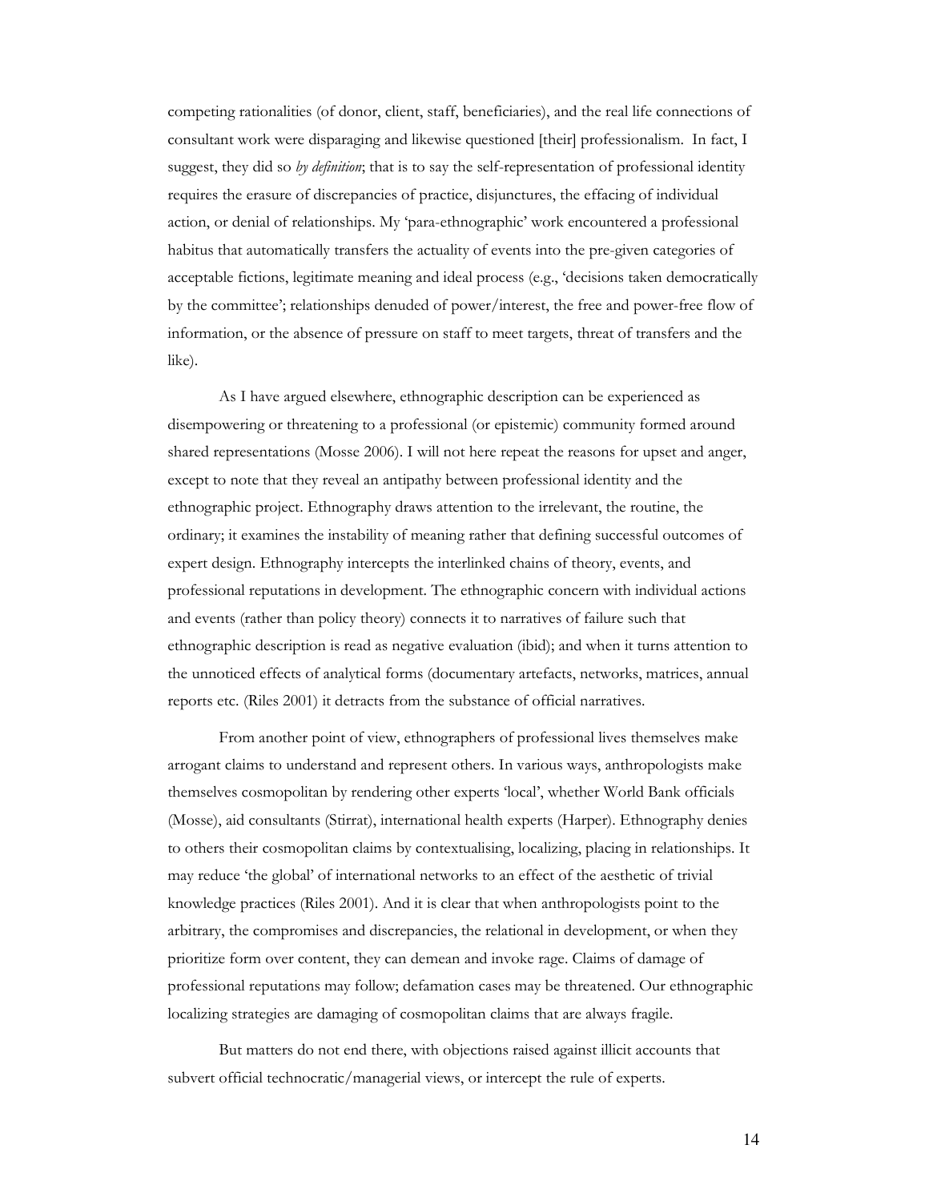competing rationalities (of donor, client, staff, beneficiaries), and the real life connections of consultant work were disparaging and likewise questioned [their] professionalism. In fact, I suggest, they did so *by definition*; that is to say the self-representation of professional identity requires the erasure of discrepancies of practice, disjunctures, the effacing of individual action, or denial of relationships. My 'para-ethnographic' work encountered a professional habitus that automatically transfers the actuality of events into the pre-given categories of acceptable fictions, legitimate meaning and ideal process (e.g., 'decisions taken democratically by the committee'; relationships denuded of power/interest, the free and power-free flow of information, or the absence of pressure on staff to meet targets, threat of transfers and the like).

As I have argued elsewhere, ethnographic description can be experienced as disempowering or threatening to a professional (or epistemic) community formed around shared representations (Mosse 2006). I will not here repeat the reasons for upset and anger, except to note that they reveal an antipathy between professional identity and the ethnographic project. Ethnography draws attention to the irrelevant, the routine, the ordinary; it examines the instability of meaning rather that defining successful outcomes of expert design. Ethnography intercepts the interlinked chains of theory, events, and professional reputations in development. The ethnographic concern with individual actions and events (rather than policy theory) connects it to narratives of failure such that ethnographic description is read as negative evaluation (ibid); and when it turns attention to the unnoticed effects of analytical forms (documentary artefacts, networks, matrices, annual reports etc. (Riles 2001) it detracts from the substance of official narratives.

From another point of view, ethnographers of professional lives themselves make arrogant claims to understand and represent others. In various ways, anthropologists make themselves cosmopolitan by rendering other experts 'local', whether World Bank officials (Mosse), aid consultants (Stirrat), international health experts (Harper). Ethnography denies to others their cosmopolitan claims by contextualising, localizing, placing in relationships. It may reduce 'the global' of international networks to an effect of the aesthetic of trivial knowledge practices (Riles 2001). And it is clear that when anthropologists point to the arbitrary, the compromises and discrepancies, the relational in development, or when they prioritize form over content, they can demean and invoke rage. Claims of damage of professional reputations may follow; defamation cases may be threatened. Our ethnographic localizing strategies are damaging of cosmopolitan claims that are always fragile.

But matters do not end there, with objections raised against illicit accounts that subvert official technocratic/managerial views, or intercept the rule of experts.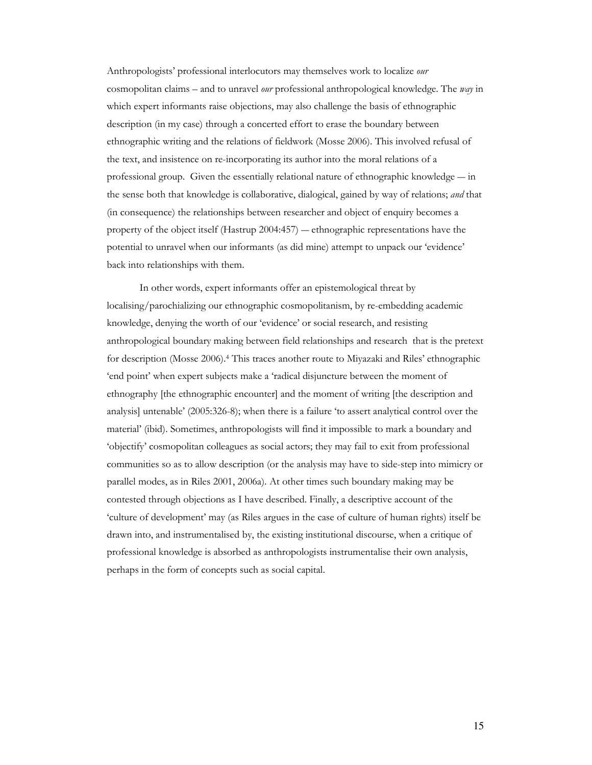Anthropologists' professional interlocutors may themselves work to localize *our* cosmopolitan claims – and to unravel *our* professional anthropological knowledge. The *way* in which expert informants raise objections, may also challenge the basis of ethnographic description (in my case) through a concerted effort to erase the boundary between ethnographic writing and the relations of fieldwork (Mosse 2006). This involved refusal of the text, and insistence on re-incorporating its author into the moral relations of a professional group. Given the essentially relational nature of ethnographic knowledge — in the sense both that knowledge is collaborative, dialogical, gained by way of relations; *and* that (in consequence) the relationships between researcher and object of enquiry becomes a property of the object itself (Hastrup 2004:457) — ethnographic representations have the potential to unravel when our informants (as did mine) attempt to unpack our 'evidence' back into relationships with them.

In other words, expert informants offer an epistemological threat by localising/parochializing our ethnographic cosmopolitanism, by re-embedding academic knowledge, denying the worth of our 'evidence' or social research, and resisting anthropological boundary making between field relationships and research that is the pretext for description (Mosse 2006).[4] This traces another route to Miyazaki and Riles' ethnographic 'end point' when expert subjects make a 'radical disjuncture between the moment of ethnography [the ethnographic encounter] and the moment of writing [the description and analysis] untenable' (2005:326-8); when there is a failure 'to assert analytical control over the material' (ibid). Sometimes, anthropologists will find it impossible to mark a boundary and 'objectify' cosmopolitan colleagues as social actors; they may fail to exit from professional communities so as to allow description (or the analysis may have to side-step into mimicry or parallel modes, as in Riles 2001, 2006a). At other times such boundary making may be contested through objections as I have described. Finally, a descriptive account of the 'culture of development' may (as Riles argues in the case of culture of human rights) itself be drawn into, and instrumentalised by, the existing institutional discourse, when a critique of professional knowledge is absorbed as anthropologists instrumentalise their own analysis, perhaps in the form of concepts such as social capital.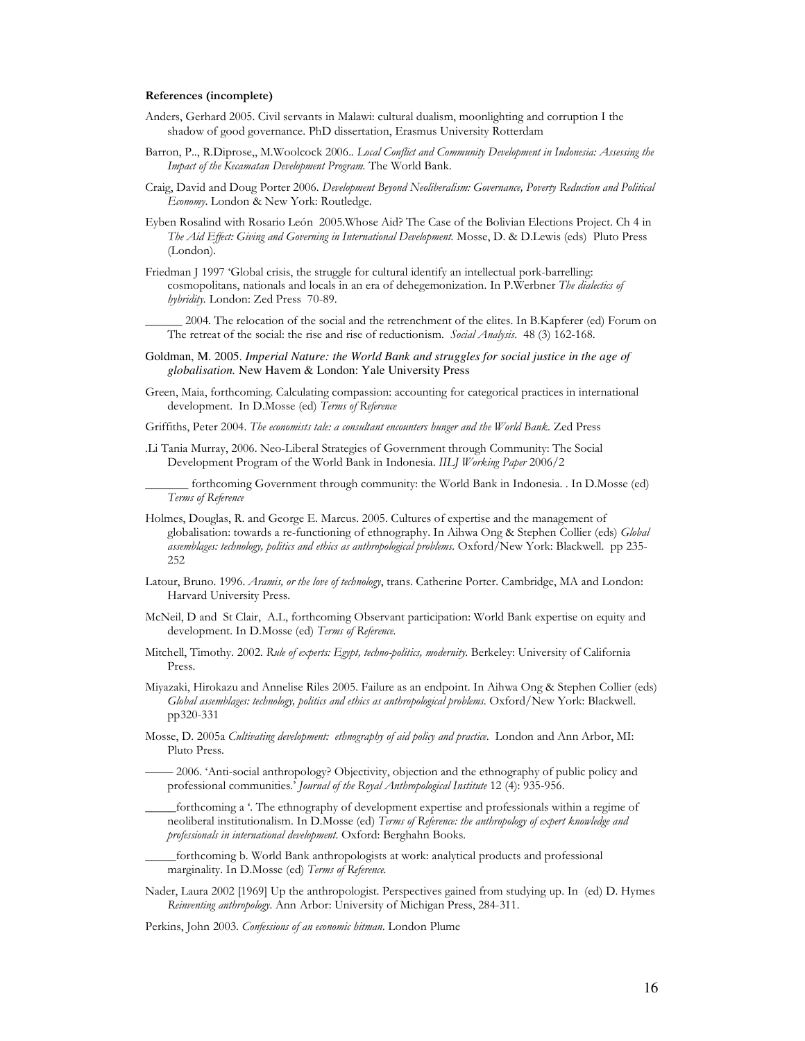**References (incomplete)**

Anders, Gerhard 2005. Civil servants in Malawi: cultural dualism, moonlighting and corruption I the shadow of good governance. PhD dissertation, Erasmus University Rotterdam

Barron, P.., R.Diprose,, M.Woolcock 2006.. *Local Conflict and Community Development in Indonesia: Assessing the Impact of the Kecamatan Development Program.* The World Bank.

Craig, David and Doug Porter 2006. *Development Beyond Neoliberalism: Governance, Poverty Reduction and Political Economy*. London & New York: Routledge.

Eyben Rosalind with Rosario León 2005.Whose Aid? The Case of the Bolivian Elections Project. Ch 4 in *The Aid Effect: Giving and Governing in International Development.* Mosse, D. & D.Lewis (eds) Pluto Press (London).

Friedman J 1997 'Global crisis, the struggle for cultural identify an intellectual pork-barrelling: cosmopolitans, nationals and locals in an era of dehegemonization. In P.Werbner *The dialectics of hybridity.* London: Zed Press 70-89.

______ 2004. The relocation of the social and the retrenchment of the elites. In B.Kapferer (ed) Forum on The retreat of the social: the rise and rise of reductionism. *Social Analysis*. 48 (3) 162-168.

Goldman, M. 2005. *Imperial Nature: the World Bank and struggles for social justice in the age of globalisation.* New Havem & London: Yale University Press

Green, Maia, forthcoming. Calculating compassion: accounting for categorical practices in international development. In D.Mosse (ed) *Terms of Reference*

Griffiths, Peter 2004. *The economists tale: a consultant encounters hunger and the World Bank.* Zed Press

.Li Tania Murray, 2006. Neo-Liberal Strategies of Government through Community: The Social Development Program of the World Bank in Indonesia. *IILJ Working Paper* 2006/2

_______ forthcoming Government through community: the World Bank in Indonesia. . In D.Mosse (ed) *Terms of Reference*

Holmes, Douglas, R. and George E. Marcus. 2005. Cultures of expertise and the management of globalisation: towards a re-functioning of ethnography. In Aihwa Ong & Stephen Collier (eds) *Global assemblages: technology, politics and ethics as anthropological problems.* Oxford/New York: Blackwell. pp 235-252

Latour, Bruno. 1996. *Aramis, or the love of technology*, trans. Catherine Porter. Cambridge, MA and London: Harvard University Press.

McNeil, D and St Clair, A.L, forthcoming Observant participation: World Bank expertise on equity and development. In D.Mosse (ed) *Terms of Reference.*

Mitchell, Timothy. 2002. *Rule of experts: Egypt, techno-politics, modernity.* Berkeley: University of California Press.

Miyazaki, Hirokazu and Annelise Riles 2005. Failure as an endpoint. In Aihwa Ong & Stephen Collier (eds) *Global assemblages: technology, politics and ethics as anthropological problems.* Oxford/New York: Blackwell. pp320-331

Mosse, D. 2005a *Cultivating development: ethnography of aid policy and practice*. London and Ann Arbor, MI: Pluto Press.

—— 2006. 'Anti-social anthropology? Objectivity, objection and the ethnography of public policy and professional communities.' *Journal of the Royal Anthropological Institute* 12 (4): 935-956.

_____forthcoming a '. The ethnography of development expertise and professionals within a regime of neoliberal institutionalism. In D.Mosse (ed) *Terms of Reference: the anthropology of expert knowledge and professionals in international development*. Oxford: Berghahn Books.

_____forthcoming b. World Bank anthropologists at work: analytical products and professional marginality. In D.Mosse (ed) *Terms of Reference.*

Nader, Laura 2002 [1969] Up the anthropologist. Perspectives gained from studying up. In (ed) D. Hymes *Reinventing anthropology*. Ann Arbor: University of Michigan Press, 284-311.

Perkins, John 2003. *Confessions of an economic hitman.* London Plume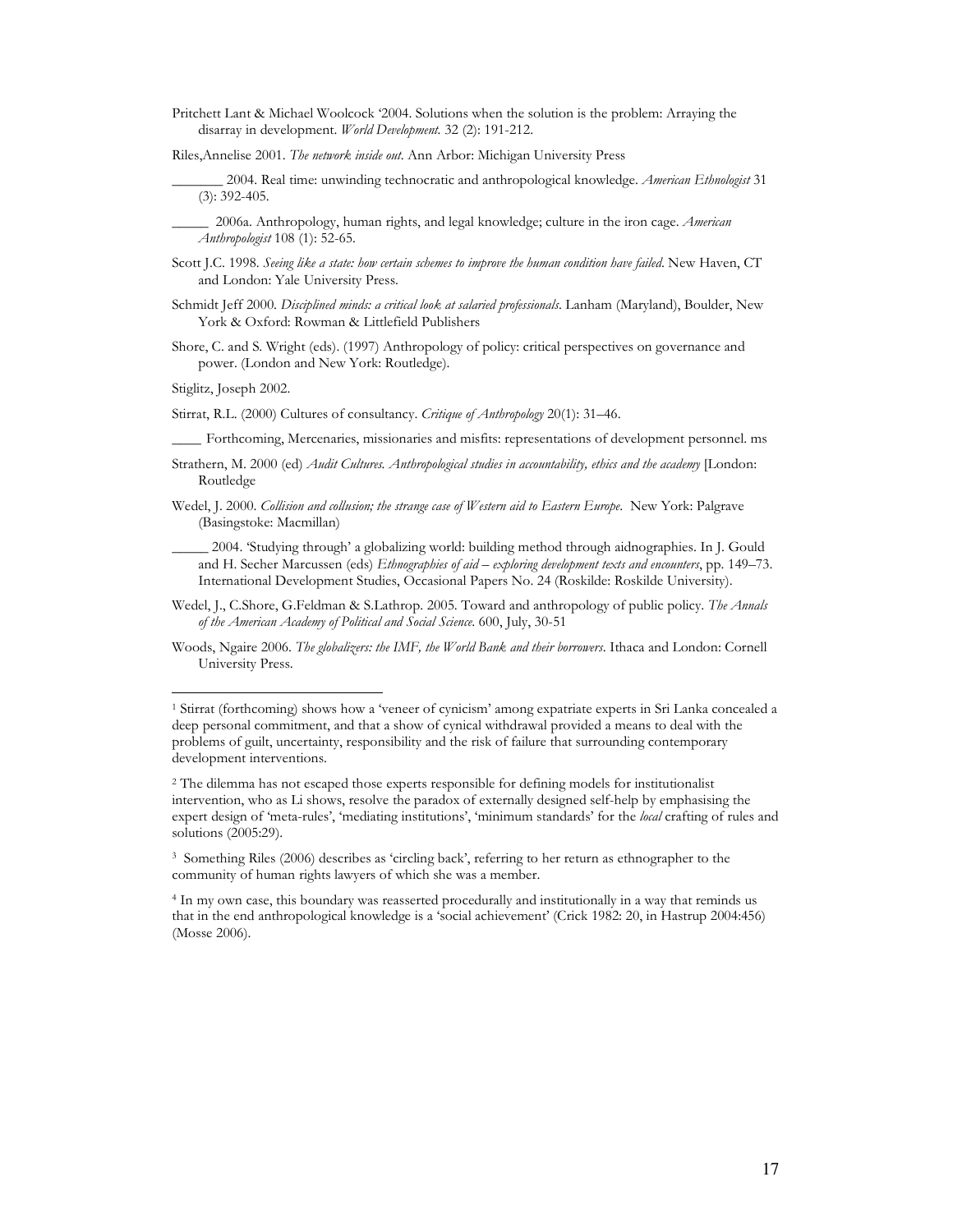Pritchett Lant & Michael Woolcock '2004. Solutions when the solution is the problem: Arraying the disarray in development. *World Development.* 32 (2): 191-212.

Riles,Annelise 2001. *The network inside out*. Ann Arbor: Michigan University Press

_______ 2004. Real time: unwinding technocratic and anthropological knowledge. *American Ethnologist* 31 (3): 392-405.

_____ 2006a. Anthropology, human rights, and legal knowledge; culture in the iron cage. *American Anthropologist* 108 (1): 52-65.

Scott J.C. 1998. *Seeing like a state: how certain schemes to improve the human condition have failed*. New Haven, CT and London: Yale University Press.

Schmidt Jeff 2000. *Disciplined minds: a critical look at salaried professionals*. Lanham (Maryland), Boulder, New York & Oxford: Rowman & Littlefield Publishers

Shore, C. and S. Wright (eds). (1997) Anthropology of policy: critical perspectives on governance and power. (London and New York: Routledge).

Stiglitz, Joseph 2002.

Stirrat, R.L. (2000) Cultures of consultancy. *Critique of Anthropology* 20(1): 31–46.

____ Forthcoming, Mercenaries, missionaries and misfits: representations of development personnel. ms

Strathern, M. 2000 (ed) *Audit Cultures. Anthropological studies in accountability, ethics and the academy* [London: Routledge

Wedel, J. 2000. *Collision and collusion; the strange case of Western aid to Eastern Europe*. New York: Palgrave (Basingstoke: Macmillan)

_____ 2004. 'Studying through' a globalizing world: building method through aidnographies. In J. Gould and H. Secher Marcussen (eds) *Ethnographies of aid – exploring development texts and encounters*, pp. 149–73. International Development Studies, Occasional Papers No. 24 (Roskilde: Roskilde University).

Wedel, J., C.Shore, G.Feldman & S.Lathrop. 2005. Toward and anthropology of public policy. *The Annals of the American Academy of Political and Social Science.* 600, July, 30-51

Woods, Ngaire 2006. *The globalizers: the IMF, the World Bank and their borrowers*. Ithaca and London: Cornell University Press.

---

[1] Stirrat (forthcoming) shows how a 'veneer of cynicism' among expatriate experts in Sri Lanka concealed a deep personal commitment, and that a show of cynical withdrawal provided a means to deal with the problems of guilt, uncertainty, responsibility and the risk of failure that surrounding contemporary development interventions.

[2] The dilemma has not escaped those experts responsible for defining models for institutionalist intervention, who as Li shows, resolve the paradox of externally designed self-help by emphasising the expert design of 'meta-rules', 'mediating institutions', 'minimum standards' for the *local* crafting of rules and solutions (2005:29).

[3] Something Riles (2006) describes as 'circling back', referring to her return as ethnographer to the community of human rights lawyers of which she was a member.

[4] In my own case, this boundary was reasserted procedurally and institutionally in a way that reminds us that in the end anthropological knowledge is a 'social achievement' (Crick 1982: 20, in Hastrup 2004:456) (Mosse 2006).